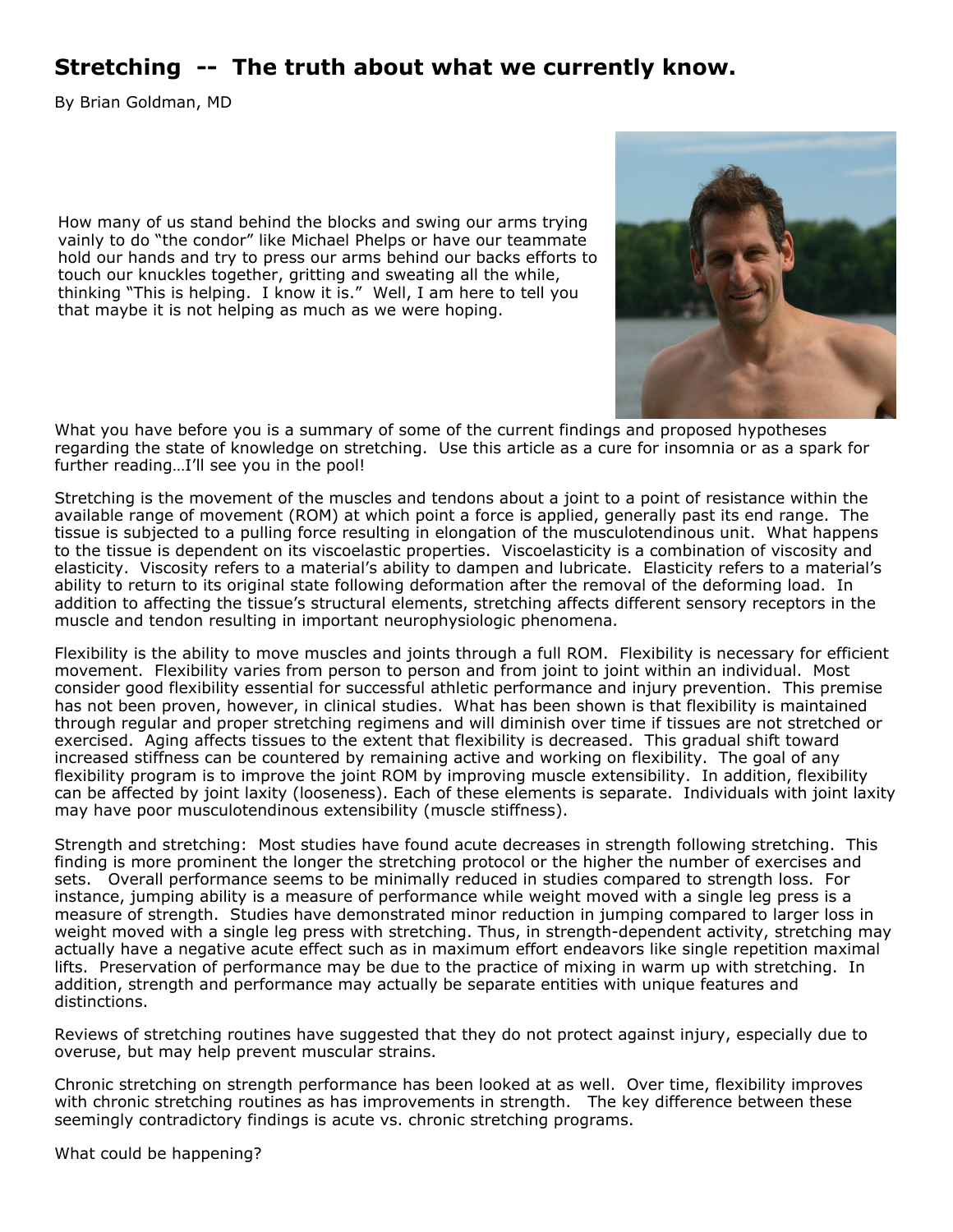# Stretching -- The truth about what we currently know.

By Brian Goldman, MD

How many of us stand behind the blocks and swing our arms trying vainly to do "the condor" like Michael Phelps or have our teammate hold our hands and try to press our arms behind our backs efforts to touch our knuckles together, gritting and sweating all the while, thinking "This is helping. I know it is." Well, I am here to tell you that maybe it is not helping as much as we were hoping.

What you have before you is a summary of some of the current findings and proposed hypotheses regarding the state of knowledge on stretching. Use this article as a cure for insomnia or as a spark for further reading…I'll see you in the pool!

Stretching is the movement of the muscles and tendons about a joint to a point of resistance within the available range of movement (ROM) at which point a force is applied, generally past its end range. The tissue is subjected to a pulling force resulting in elongation of the musculotendinous unit. What happens to the tissue is dependent on its viscoelastic properties. Viscoelasticity is a combination of viscosity and elasticity. Viscosity refers to a material's ability to dampen and lubricate. Elasticity refers to a material's ability to return to its original state following deformation after the removal of the deforming load. In addition to affecting the tissue's structural elements, stretching affects different sensory receptors in the muscle and tendon resulting in important neurophysiologic phenomena.

Flexibility is the ability to move muscles and joints through a full ROM. Flexibility is necessary for efficient movement. Flexibility varies from person to person and from joint to joint within an individual. Most consider good flexibility essential for successful athletic performance and injury prevention. This premise has not been proven, however, in clinical studies. What has been shown is that flexibility is maintained through regular and proper stretching regimens and will diminish over time if tissues are not stretched or exercised. Aging affects tissues to the extent that flexibility is decreased. This gradual shift toward increased stiffness can be countered by remaining active and working on flexibility. The goal of any flexibility program is to improve the joint ROM by improving muscle extensibility. In addition, flexibility can be affected by joint laxity (looseness). Each of these elements is separate. Individuals with joint laxity may have poor musculotendinous extensibility (muscle stiffness).

Strength and stretching: Most studies have found acute decreases in strength following stretching. This finding is more prominent the longer the stretching protocol or the higher the number of exercises and sets. Overall performance seems to be minimally reduced in studies compared to strength loss. For instance, jumping ability is a measure of performance while weight moved with a single leg press is a measure of strength. Studies have demonstrated minor reduction in jumping compared to larger loss in weight moved with a single leg press with stretching. Thus, in strength-dependent activity, stretching may actually have a negative acute effect such as in maximum effort endeavors like single repetition maximal lifts. Preservation of performance may be due to the practice of mixing in warm up with stretching. In addition, strength and performance may actually be separate entities with unique features and distinctions.

Reviews of stretching routines have suggested that they do not protect against injury, especially due to overuse, but may help prevent muscular strains.

Chronic stretching on strength performance has been looked at as well. Over time, flexibility improves with chronic stretching routines as has improvements in strength. The key difference between these seemingly contradictory findings is acute vs. chronic stretching programs.

What could be happening?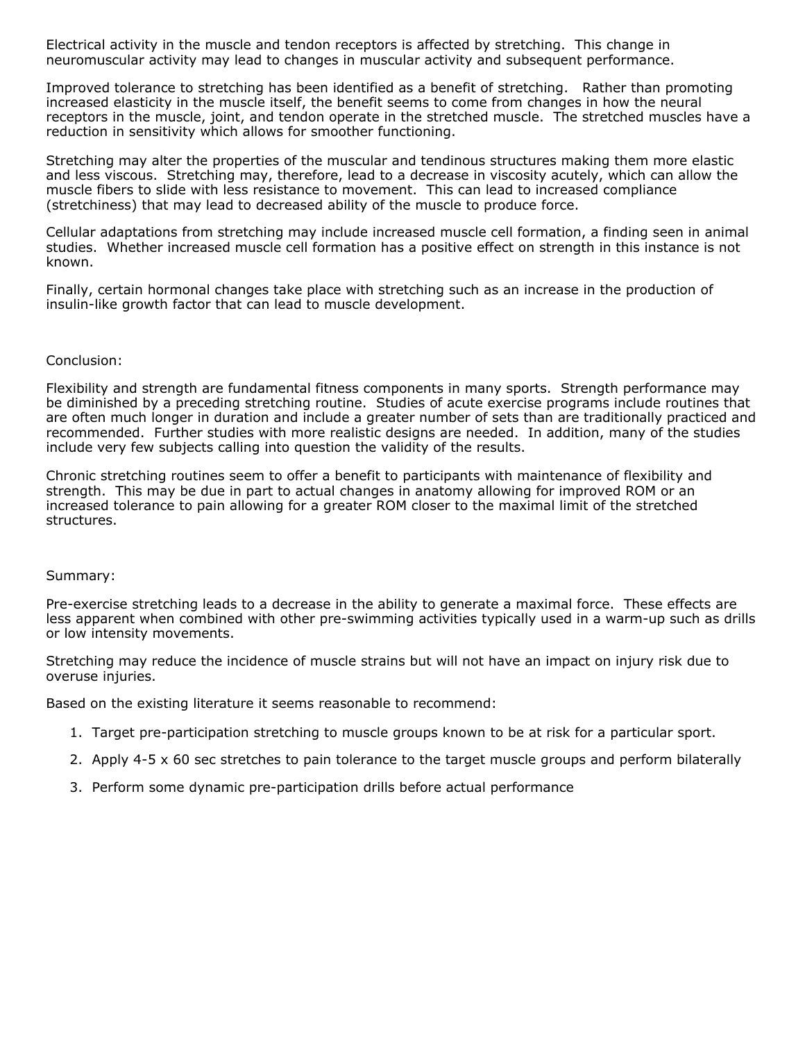Electrical activity in the muscle and tendon receptors is affected by stretching. This change in neuromuscular activity may lead to changes in muscular activity and subsequent performance.

Improved tolerance to stretching has been identified as a benefit of stretching. Rather than promoting increased elasticity in the muscle itself, the benefit seems to come from changes in how the neural receptors in the muscle, joint, and tendon operate in the stretched muscle. The stretched muscles have a reduction in sensitivity which allows for smoother functioning.

Stretching may alter the properties of the muscular and tendinous structures making them more elastic and less viscous. Stretching may, therefore, lead to a decrease in viscosity acutely, which can allow the muscle fibers to slide with less resistance to movement. This can lead to increased compliance (stretchiness) that may lead to decreased ability of the muscle to produce force.

Cellular adaptations from stretching may include increased muscle cell formation, a finding seen in animal studies. Whether increased muscle cell formation has a positive effect on strength in this instance is not known.

Finally, certain hormonal changes take place with stretching such as an increase in the production of insulin-like growth factor that can lead to muscle development.

Conclusion:

Flexibility and strength are fundamental fitness components in many sports. Strength performance may be diminished by a preceding stretching routine. Studies of acute exercise programs include routines that are often much longer in duration and include a greater number of sets than are traditionally practiced and recommended. Further studies with more realistic designs are needed. In addition, many of the studies include very few subjects calling into question the validity of the results.

Chronic stretching routines seem to offer a benefit to participants with maintenance of flexibility and strength. This may be due in part to actual changes in anatomy allowing for improved ROM or an increased tolerance to pain allowing for a greater ROM closer to the maximal limit of the stretched structures.

Summary:

Pre-exercise stretching leads to a decrease in the ability to generate a maximal force. These effects are less apparent when combined with other pre-swimming activities typically used in a warm-up such as drills or low intensity movements.

Stretching may reduce the incidence of muscle strains but will not have an impact on injury risk due to overuse injuries.

Based on the existing literature it seems reasonable to recommend:

1. Target pre-participation stretching to muscle groups known to be at risk for a particular sport.
2. Apply 4-5 x 60 sec stretches to pain tolerance to the target muscle groups and perform bilaterally
3. Perform some dynamic pre-participation drills before actual performance